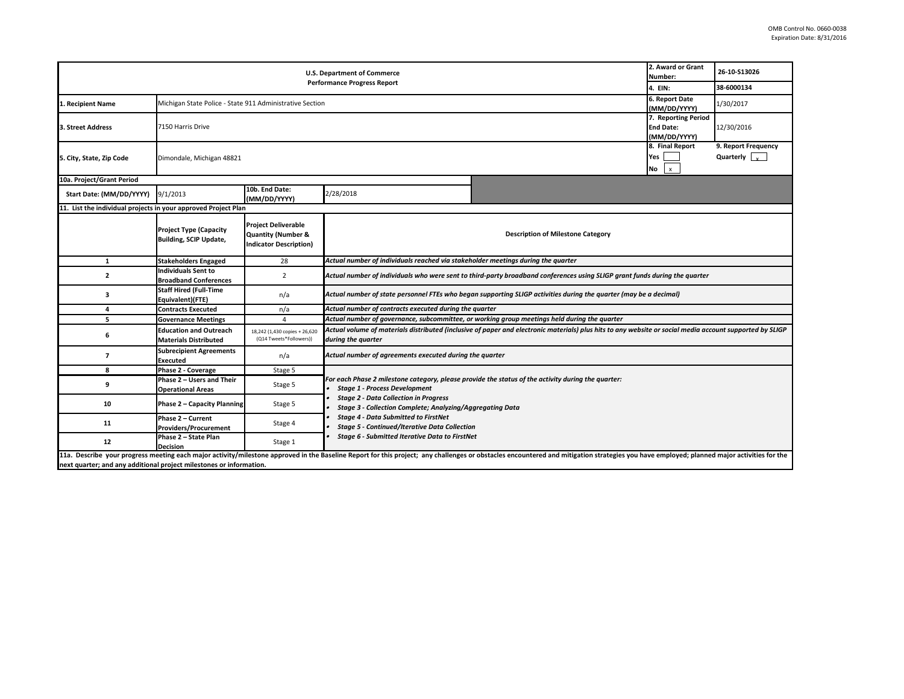OMB Control No. 0660-0038
Expiration Date: 8/31/2016

| U.S. Department of Commerce<br>Performance Progress Report | | | | 2. Award or Grant Number: | 26-10-S13026 |
|---|---|---|---|---|---|
| | | | | 4. EIN: | 38-6000134 |
| 1. Recipient Name | Michigan State Police - State 911 Administrative Section | | | 6. Report Date (MM/DD/YYYY) | 1/30/2017 |
| 3. Street Address | 7150 Harris Drive | | | 7. Reporting Period End Date: (MM/DD/YYYY) | 12/30/2016 |
| 5. City, State, Zip Code | Dimondale, Michigan 48821 | | | 8. Final Report<br>Yes [ ]<br>No [x] | 9. Report Frequency<br>Quarterly [x] |
| 10a. Project/Grant Period | | | | | |
| Start Date: (MM/DD/YYYY) | 9/1/2013 | 10b. End Date: (MM/DD/YYYY) | 2/28/2018 | | |

**11. List the individual projects in your approved Project Plan**

| | Project Type (Capacity Building, SCIP Update, | Project Deliverable Quantity (Number & Indicator Description) | Description of Milestone Category |
|---|---|---|---|
| 1 | Stakeholders Engaged | 28 | *Actual number of individuals reached via stakeholder meetings during the quarter* |
| 2 | Individuals Sent to Broadband Conferences | 2 | *Actual number of individuals who were sent to third-party broadband conferences using SLIGP grant funds during the quarter* |
| 3 | Staff Hired (Full-Time Equivalent)(FTE) | n/a | *Actual number of state personnel FTEs who began supporting SLIGP activities during the quarter (may be a decimal)* |
| 4 | Contracts Executed | n/a | *Actual number of contracts executed during the quarter* |
| 5 | Governance Meetings | 4 | *Actual number of governance, subcommittee, or working group meetings held during the quarter* |
| 6 | Education and Outreach Materials Distributed | 18,242 (1,430 copies + 26,620 (Q14 Tweets*Followers)) | *Actual volume of materials distributed (inclusive of paper and electronic materials) plus hits to any website or social media account supported by SLIGP during the quarter* |
| 7 | Subrecipient Agreements Executed | n/a | *Actual number of agreements executed during the quarter* |
| 8 | Phase 2 - Coverage | Stage 5 | *For each Phase 2 milestone category, please provide the status of the activity during the quarter:*<br>• *Stage 1 - Process Development*<br>• *Stage 2 - Data Collection in Progress*<br>• *Stage 3 - Collection Complete; Analyzing/Aggregating Data*<br>• *Stage 4 - Data Submitted to FirstNet*<br>• *Stage 5 - Continued/Iterative Data Collection*<br>• *Stage 6 - Submitted Iterative Data to FirstNet* |
| 9 | Phase 2 – Users and Their Operational Areas | Stage 5 | |
| 10 | Phase 2 – Capacity Planning | Stage 5 | |
| 11 | Phase 2 – Current Providers/Procurement | Stage 4 | |
| 12 | Phase 2 – State Plan Decision | Stage 1 | |

**11a. Describe your progress meeting each major activity/milestone approved in the Baseline Report for this project; any challenges or obstacles encountered and mitigation strategies you have employed; planned major activities for the next quarter; and any additional project milestones or information.**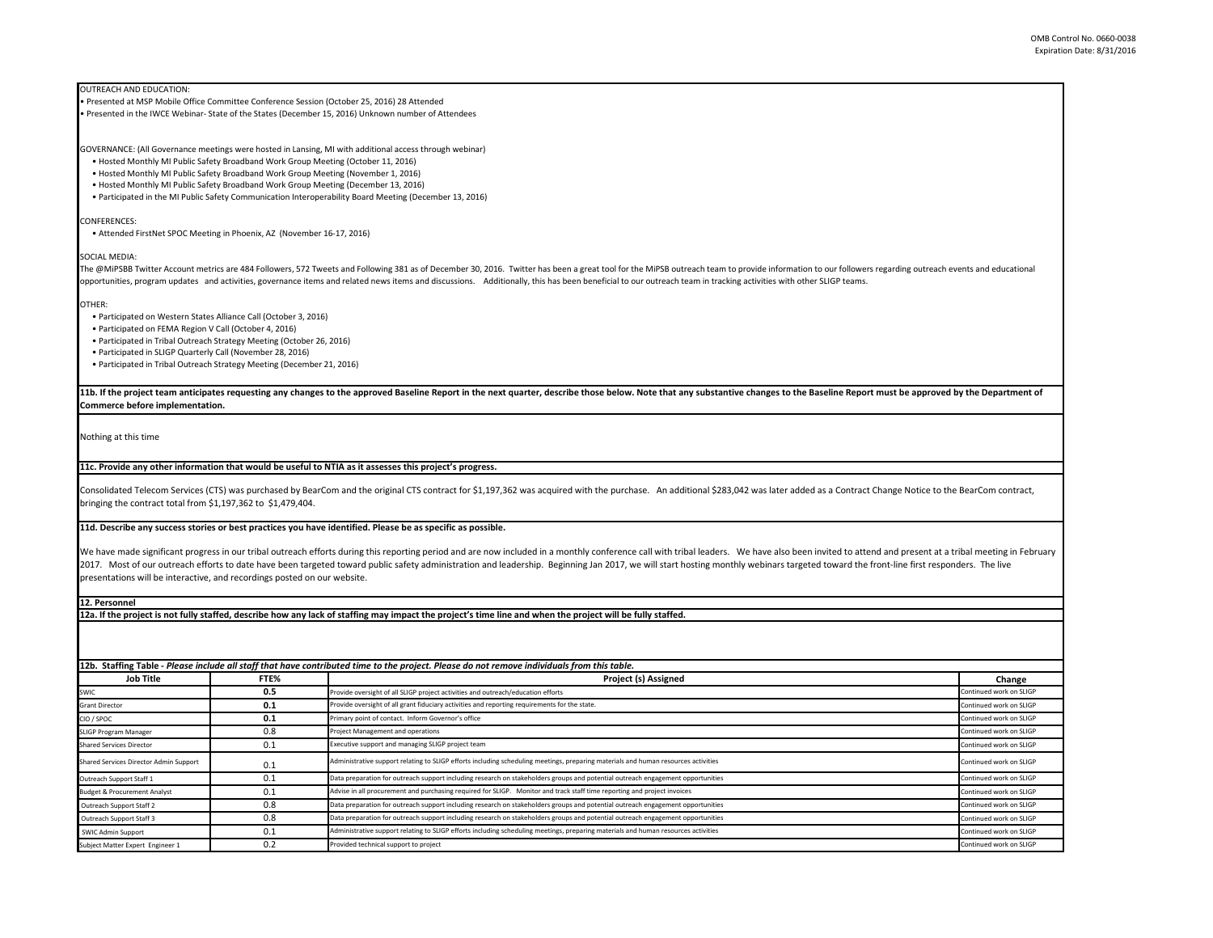OUTREACH AND EDUCATION:
• Presented at MSP Mobile Office Committee Conference Session (October 25, 2016) 28 Attended
• Presented in the IWCE Webinar- State of the States (December 15, 2016) Unknown number of Attendees

GOVERNANCE: (All Governance meetings were hosted in Lansing, MI with additional access through webinar)
- Hosted Monthly MI Public Safety Broadband Work Group Meeting (October 11, 2016)
- Hosted Monthly MI Public Safety Broadband Work Group Meeting (November 1, 2016)
- Hosted Monthly MI Public Safety Broadband Work Group Meeting (December 13, 2016)
- Participated in the MI Public Safety Communication Interoperability Board Meeting (December 13, 2016)

CONFERENCES:
- Attended FirstNet SPOC Meeting in Phoenix, AZ (November 16-17, 2016)

SOCIAL MEDIA:
The @MiPSBB Twitter Account metrics are 484 Followers, 572 Tweets and Following 381 as of December 30, 2016. Twitter has been a great tool for the MiPSB outreach team to provide information to our followers regarding outreach events and educational opportunities, program updates and activities, governance items and related news items and discussions. Additionally, this has been beneficial to our outreach team in tracking activities with other SLIGP teams.

OTHER:
- Participated on Western States Alliance Call (October 3, 2016)
- Participated on FEMA Region V Call (October 4, 2016)
- Participated in Tribal Outreach Strategy Meeting (October 26, 2016)
- Participated in SLIGP Quarterly Call (November 28, 2016)
- Participated in Tribal Outreach Strategy Meeting (December 21, 2016)

**11b. If the project team anticipates requesting any changes to the approved Baseline Report in the next quarter, describe those below. Note that any substantive changes to the Baseline Report must be approved by the Department of Commerce before implementation.**

Nothing at this time

**11c. Provide any other information that would be useful to NTIA as it assesses this project's progress.**

Consolidated Telecom Services (CTS) was purchased by BearCom and the original CTS contract for $1,197,362 was acquired with the purchase. An additional $283,042 was later added as a Contract Change Notice to the BearCom contract, bringing the contract total from $1,197,362 to $1,479,404.

**11d. Describe any success stories or best practices you have identified. Please be as specific as possible.**

We have made significant progress in our tribal outreach efforts during this reporting period and are now included in a monthly conference call with tribal leaders. We have also been invited to attend and present at a tribal meeting in February 2017. Most of our outreach efforts to date have been targeted toward public safety administration and leadership. Beginning Jan 2017, we will start hosting monthly webinars targeted toward the front-line first responders. The live presentations will be interactive, and recordings posted on our website.

**12. Personnel**

**12a. If the project is not fully staffed, describe how any lack of staffing may impact the project's time line and when the project will be fully staffed.**

**12b. Staffing Table -** ***Please include all staff that have contributed time to the project. Please do not remove individuals from this table.***

| Job Title | FTE% | Project (s) Assigned | Change |
|---|---|---|---|
| SWIC | 0.5 | Provide oversight of all SLIGP project activities and outreach/education efforts | Continued work on SLIGP |
| Grant Director | 0.1 | Provide oversight of all grant fiduciary activities and reporting requirements for the state. | Continued work on SLIGP |
| CIO / SPOC | 0.1 | Primary point of contact. Inform Governor's office | Continued work on SLIGP |
| SLIGP Program Manager | 0.8 | Project Management and operations | Continued work on SLIGP |
| Shared Services Director | 0.1 | Executive support and managing SLIGP project team | Continued work on SLIGP |
| Shared Services Director Admin Support | 0.1 | Administrative support relating to SLIGP efforts including scheduling meetings, preparing materials and human resources activities | Continued work on SLIGP |
| Outreach Support Staff 1 | 0.1 | Data preparation for outreach support including research on stakeholders groups and potential outreach engagement opportunities | Continued work on SLIGP |
| Budget & Procurement Analyst | 0.1 | Advise in all procurement and purchasing required for SLIGP. Monitor and track staff time reporting and project invoices | Continued work on SLIGP |
| Outreach Support Staff 2 | 0.8 | Data preparation for outreach support including research on stakeholders groups and potential outreach engagement opportunities | Continued work on SLIGP |
| Outreach Support Staff 3 | 0.8 | Data preparation for outreach support including research on stakeholders groups and potential outreach engagement opportunities | Continued work on SLIGP |
| SWIC Admin Support | 0.1 | Administrative support relating to SLIGP efforts including scheduling meetings, preparing materials and human resources activities | Continued work on SLIGP |
| Subject Matter Expert Engineer 1 | 0.2 | Provided technical support to project | Continued work on SLIGP |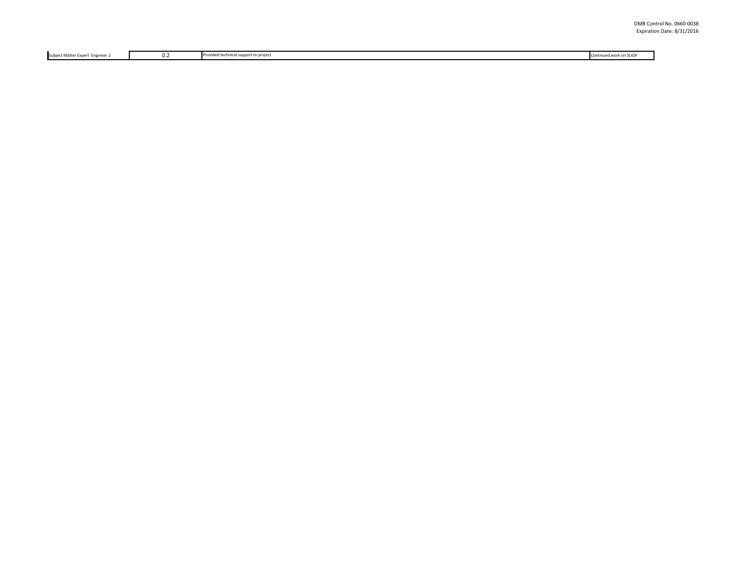| Subject Matter Expert Engineer 2 | 0.2 | Provided technical support to project | Continued work on SLIGP |
| --- | --- | --- | --- |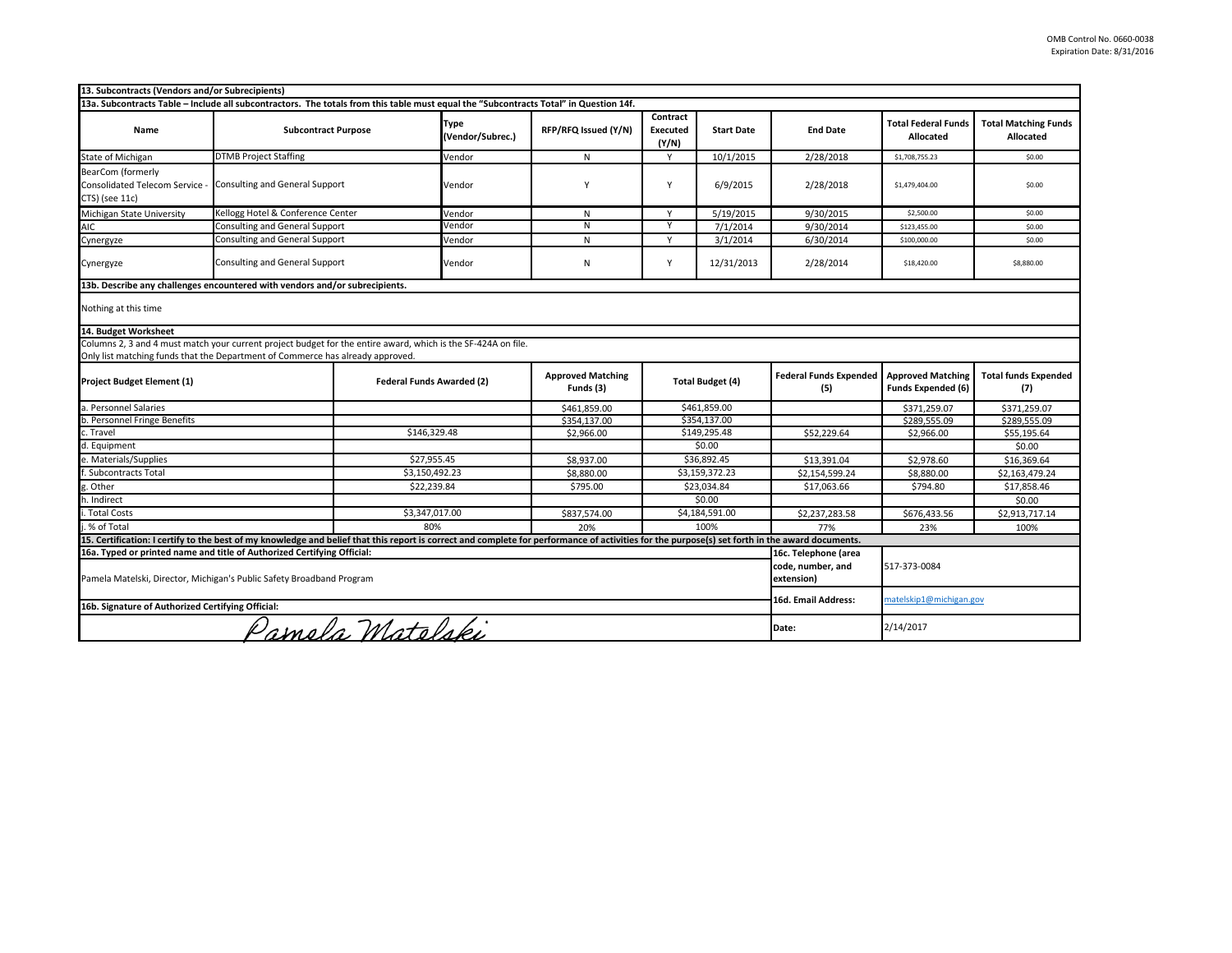OMB Control No. 0660-0038
Expiration Date: 8/31/2016

**13. Subcontracts (Vendors and/or Subrecipients)**

**13a. Subcontracts Table – Include all subcontractors. The totals from this table must equal the "Subcontracts Total" in Question 14f.**

| Name | Subcontract Purpose | Type (Vendor/Subrec.) | RFP/RFQ Issued (Y/N) | Contract Executed (Y/N) | Start Date | End Date | Total Federal Funds Allocated | Total Matching Funds Allocated |
|---|---|---|---|---|---|---|---|---|
| State of Michigan | DTMB Project Staffing | Vendor | N | Y | 10/1/2015 | 2/28/2018 | $1,708,755.23 | $0.00 |
| BearCom (formerly Consolidated Telecom Service - CTS) (see 11c) | Consulting and General Support | Vendor | Y | Y | 6/9/2015 | 2/28/2018 | $1,479,404.00 | $0.00 |
| Michigan State University | Kellogg Hotel & Conference Center | Vendor | N | Y | 5/19/2015 | 9/30/2015 | $2,500.00 | $0.00 |
| AIC | Consulting and General Support | Vendor | N | Y | 7/1/2014 | 9/30/2014 | $123,455.00 | $0.00 |
| Cynergyze | Consulting and General Support | Vendor | N | Y | 3/1/2014 | 6/30/2014 | $100,000.00 | $0.00 |
| Cynergyze | Consulting and General Support | Vendor | N | Y | 12/31/2013 | 2/28/2014 | $18,420.00 | $8,880.00 |

**13b. Describe any challenges encountered with vendors and/or subrecipients.**

Nothing at this time

**14. Budget Worksheet**

Columns 2, 3 and 4 must match your current project budget for the entire award, which is the SF-424A on file.
Only list matching funds that the Department of Commerce has already approved.

| Project Budget Element (1) | Federal Funds Awarded (2) | Approved Matching Funds (3) | Total Budget (4) | Federal Funds Expended (5) | Approved Matching Funds Expended (6) | Total funds Expended (7) |
|---|---|---|---|---|---|---|
| a. Personnel Salaries | | $461,859.00 | $461,859.00 | | $371,259.07 | $371,259.07 |
| b. Personnel Fringe Benefits | | $354,137.00 | $354,137.00 | | $289,555.09 | $289,555.09 |
| c. Travel | $146,329.48 | $2,966.00 | $149,295.48 | $52,229.64 | $2,966.00 | $55,195.64 |
| d. Equipment | | | $0.00 | | | $0.00 |
| e. Materials/Supplies | $27,955.45 | $8,937.00 | $36,892.45 | $13,391.04 | $2,978.60 | $16,369.64 |
| f. Subcontracts Total | $3,150,492.23 | $8,880.00 | $3,159,372.23 | $2,154,599.24 | $8,880.00 | $2,163,479.24 |
| g. Other | $22,239.84 | $795.00 | $23,034.84 | $17,063.66 | $794.80 | $17,858.46 |
| h. Indirect | | | $0.00 | | | $0.00 |
| i. Total Costs | $3,347,017.00 | $837,574.00 | $4,184,591.00 | $2,237,283.58 | $676,433.56 | $2,913,717.14 |
| j. % of Total | 80% | 20% | 100% | 77% | 23% | 100% |

**15. Certification: I certify to the best of my knowledge and belief that this report is correct and complete for performance of activities for the purpose(s) set forth in the award documents.**

**16a. Typed or printed name and title of Authorized Certifying Official:**

Pamela Matelski, Director, Michigan's Public Safety Broadband Program

**16b. Signature of Authorized Certifying Official:**

Pamela Matelski

**16c. Telephone (area code, number, and extension)** 517-373-0084

**16d. Email Address:** matelskip1@michigan.gov

**Date:** 2/14/2017